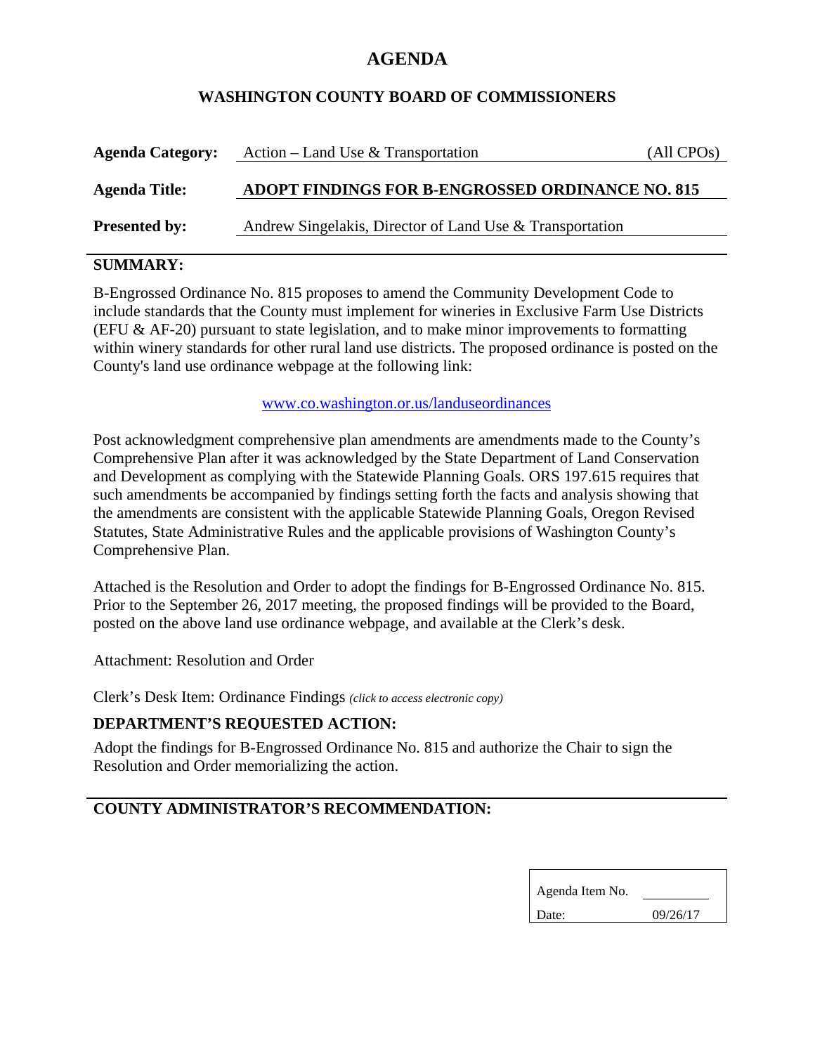# AGENDA

## WASHINGTON COUNTY BOARD OF COMMISSIONERS

**Agenda Category:** Action – Land Use & Transportation (All CPOs)

**Agenda Title:** **ADOPT FINDINGS FOR B-ENGROSSED ORDINANCE NO. 815**

**Presented by:** Andrew Singelakis, Director of Land Use & Transportation

---

### SUMMARY:

B-Engrossed Ordinance No. 815 proposes to amend the Community Development Code to include standards that the County must implement for wineries in Exclusive Farm Use Districts (EFU & AF-20) pursuant to state legislation, and to make minor improvements to formatting within winery standards for other rural land use districts. The proposed ordinance is posted on the County's land use ordinance webpage at the following link:

www.co.washington.or.us/landuseordinances

Post acknowledgment comprehensive plan amendments are amendments made to the County's Comprehensive Plan after it was acknowledged by the State Department of Land Conservation and Development as complying with the Statewide Planning Goals. ORS 197.615 requires that such amendments be accompanied by findings setting forth the facts and analysis showing that the amendments are consistent with the applicable Statewide Planning Goals, Oregon Revised Statutes, State Administrative Rules and the applicable provisions of Washington County's Comprehensive Plan.

Attached is the Resolution and Order to adopt the findings for B-Engrossed Ordinance No. 815. Prior to the September 26, 2017 meeting, the proposed findings will be provided to the Board, posted on the above land use ordinance webpage, and available at the Clerk's desk.

Attachment: Resolution and Order

Clerk's Desk Item: Ordinance Findings *(click to access electronic copy)*

### DEPARTMENT'S REQUESTED ACTION:

Adopt the findings for B-Engrossed Ordinance No. 815 and authorize the Chair to sign the Resolution and Order memorializing the action.

---

### COUNTY ADMINISTRATOR'S RECOMMENDATION:

| Agenda Item No. | |
|---|---|
| Date: | 09/26/17 |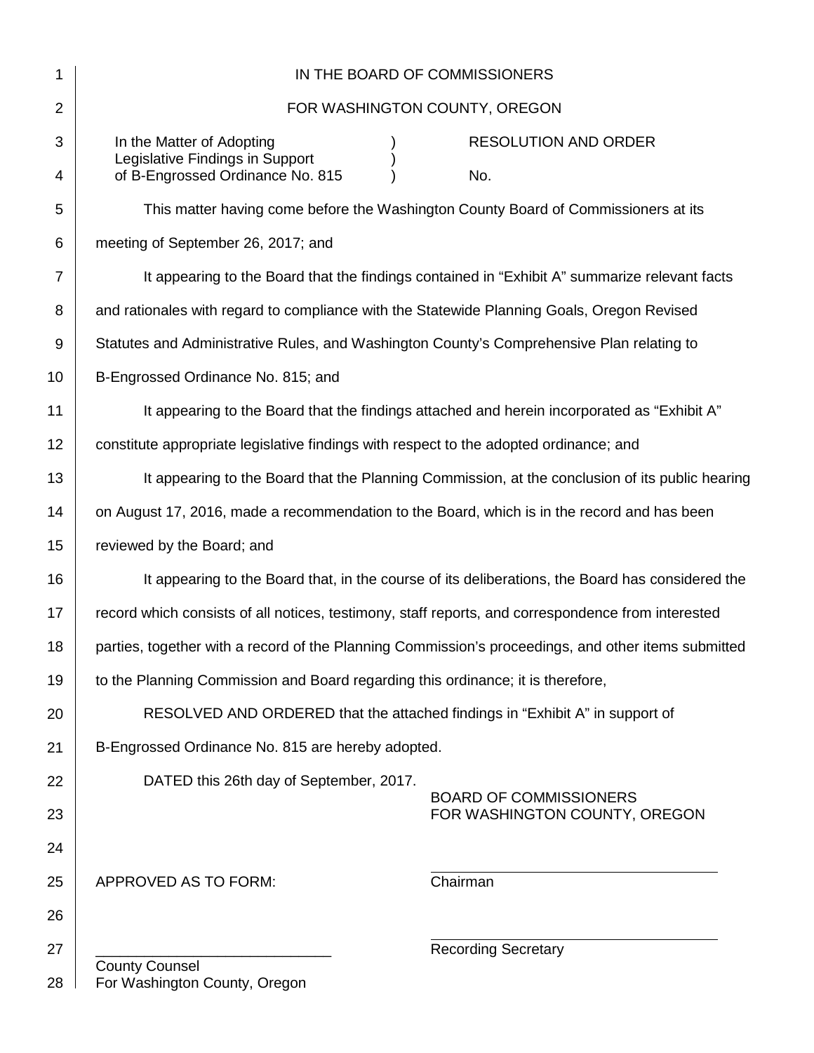IN THE BOARD OF COMMISSIONERS

FOR WASHINGTON COUNTY, OREGON

| | | |
|---|---|---|
| In the Matter of Adopting Legislative Findings in Support of B-Engrossed Ordinance No. 815 | ) ) ) | RESOLUTION AND ORDER No. |

This matter having come before the Washington County Board of Commissioners at its meeting of September 26, 2017; and

It appearing to the Board that the findings contained in "Exhibit A" summarize relevant facts and rationales with regard to compliance with the Statewide Planning Goals, Oregon Revised Statutes and Administrative Rules, and Washington County's Comprehensive Plan relating to B-Engrossed Ordinance No. 815; and

It appearing to the Board that the findings attached and herein incorporated as "Exhibit A" constitute appropriate legislative findings with respect to the adopted ordinance; and

It appearing to the Board that the Planning Commission, at the conclusion of its public hearing on August 17, 2016, made a recommendation to the Board, which is in the record and has been reviewed by the Board; and

It appearing to the Board that, in the course of its deliberations, the Board has considered the record which consists of all notices, testimony, staff reports, and correspondence from interested parties, together with a record of the Planning Commission's proceedings, and other items submitted to the Planning Commission and Board regarding this ordinance; it is therefore,

RESOLVED AND ORDERED that the attached findings in "Exhibit A" in support of B-Engrossed Ordinance No. 815 are hereby adopted.

DATED this 26th day of September, 2017.

BOARD OF COMMISSIONERS
FOR WASHINGTON COUNTY, OREGON

APPROVED AS TO FORM:

______________________________
Chairman

______________________________
Recording Secretary

______________________________
County Counsel
For Washington County, Oregon